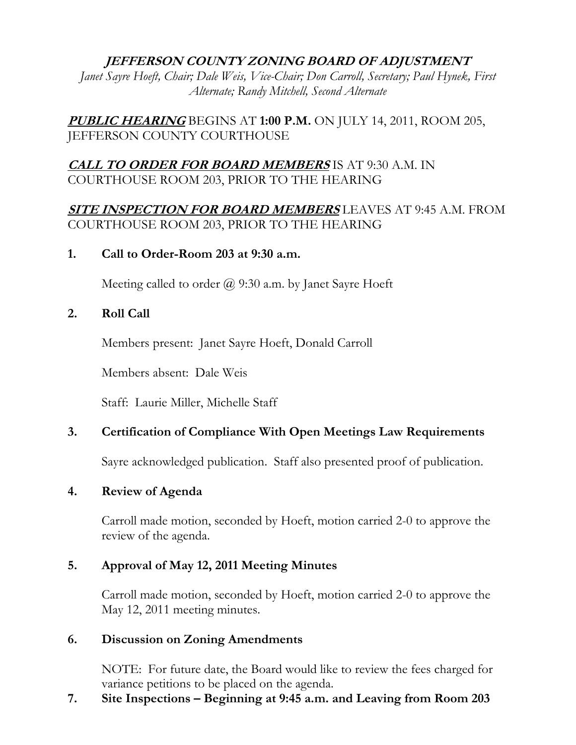# *JEFFERSON COUNTY ZONING BOARD OF ADJUSTMENT*

*Janet Sayre Hoeft, Chair; Dale Weis, Vice-Chair; Don Carroll, Secretary; Paul Hynek, First Alternate; Randy Mitchell, Second Alternate*

***PUBLIC HEARING*** BEGINS AT **1:00 P.M.** ON JULY 14, 2011, ROOM 205, JEFFERSON COUNTY COURTHOUSE

***CALL TO ORDER FOR BOARD MEMBERS*** IS AT 9:30 A.M. IN COURTHOUSE ROOM 203, PRIOR TO THE HEARING

***SITE INSPECTION FOR BOARD MEMBERS*** LEAVES AT 9:45 A.M. FROM COURTHOUSE ROOM 203, PRIOR TO THE HEARING

**1. Call to Order-Room 203 at 9:30 a.m.**

Meeting called to order @ 9:30 a.m. by Janet Sayre Hoeft

**2. Roll Call**

Members present: Janet Sayre Hoeft, Donald Carroll

Members absent: Dale Weis

Staff: Laurie Miller, Michelle Staff

**3. Certification of Compliance With Open Meetings Law Requirements**

Sayre acknowledged publication. Staff also presented proof of publication.

**4. Review of Agenda**

Carroll made motion, seconded by Hoeft, motion carried 2-0 to approve the review of the agenda.

**5. Approval of May 12, 2011 Meeting Minutes**

Carroll made motion, seconded by Hoeft, motion carried 2-0 to approve the May 12, 2011 meeting minutes.

**6. Discussion on Zoning Amendments**

NOTE: For future date, the Board would like to review the fees charged for variance petitions to be placed on the agenda.

**7. Site Inspections – Beginning at 9:45 a.m. and Leaving from Room 203**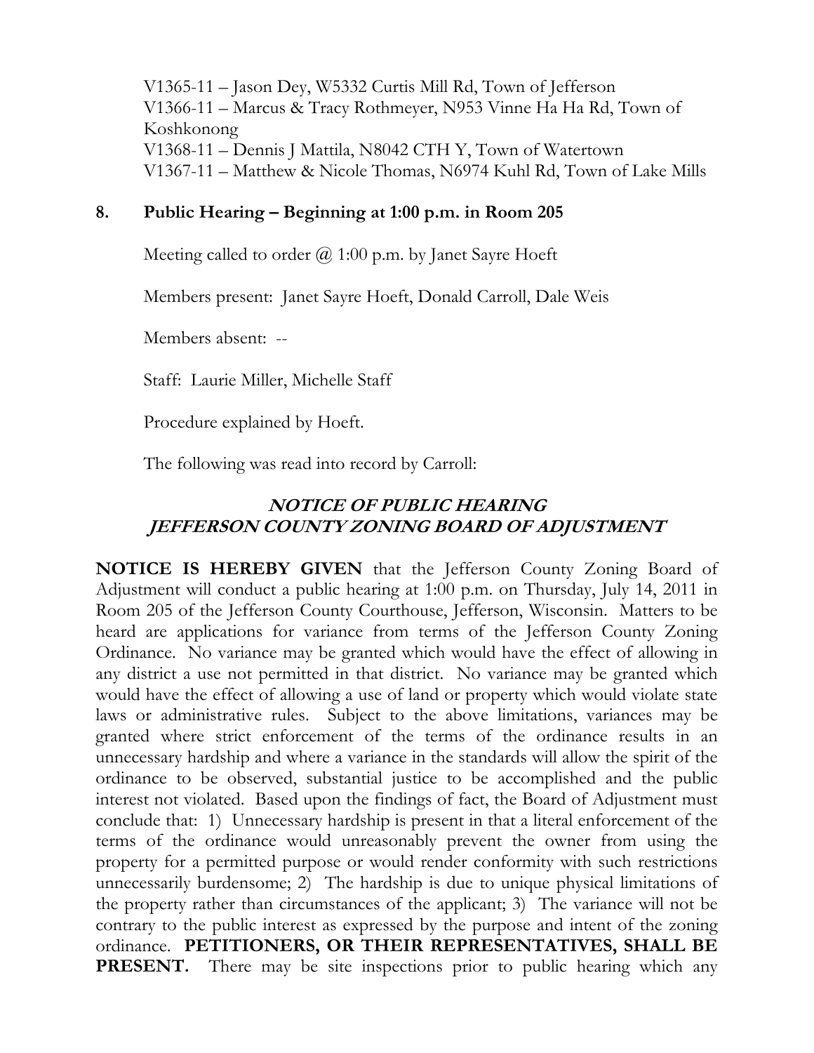V1365-11 – Jason Dey, W5332 Curtis Mill Rd, Town of Jefferson
V1366-11 – Marcus & Tracy Rothmeyer, N953 Vinne Ha Ha Rd, Town of Koshkonong
V1368-11 – Dennis J Mattila, N8042 CTH Y, Town of Watertown
V1367-11 – Matthew & Nicole Thomas, N6974 Kuhl Rd, Town of Lake Mills

**8. Public Hearing – Beginning at 1:00 p.m. in Room 205**

Meeting called to order @ 1:00 p.m. by Janet Sayre Hoeft

Members present: Janet Sayre Hoeft, Donald Carroll, Dale Weis

Members absent: --

Staff: Laurie Miller, Michelle Staff

Procedure explained by Hoeft.

The following was read into record by Carroll:

***NOTICE OF PUBLIC HEARING***
***JEFFERSON COUNTY ZONING BOARD OF ADJUSTMENT***

**NOTICE IS HEREBY GIVEN** that the Jefferson County Zoning Board of Adjustment will conduct a public hearing at 1:00 p.m. on Thursday, July 14, 2011 in Room 205 of the Jefferson County Courthouse, Jefferson, Wisconsin. Matters to be heard are applications for variance from terms of the Jefferson County Zoning Ordinance. No variance may be granted which would have the effect of allowing in any district a use not permitted in that district. No variance may be granted which would have the effect of allowing a use of land or property which would violate state laws or administrative rules. Subject to the above limitations, variances may be granted where strict enforcement of the terms of the ordinance results in an unnecessary hardship and where a variance in the standards will allow the spirit of the ordinance to be observed, substantial justice to be accomplished and the public interest not violated. Based upon the findings of fact, the Board of Adjustment must conclude that: 1) Unnecessary hardship is present in that a literal enforcement of the terms of the ordinance would unreasonably prevent the owner from using the property for a permitted purpose or would render conformity with such restrictions unnecessarily burdensome; 2) The hardship is due to unique physical limitations of the property rather than circumstances of the applicant; 3) The variance will not be contrary to the public interest as expressed by the purpose and intent of the zoning ordinance. **PETITIONERS, OR THEIR REPRESENTATIVES, SHALL BE PRESENT.** There may be site inspections prior to public hearing which any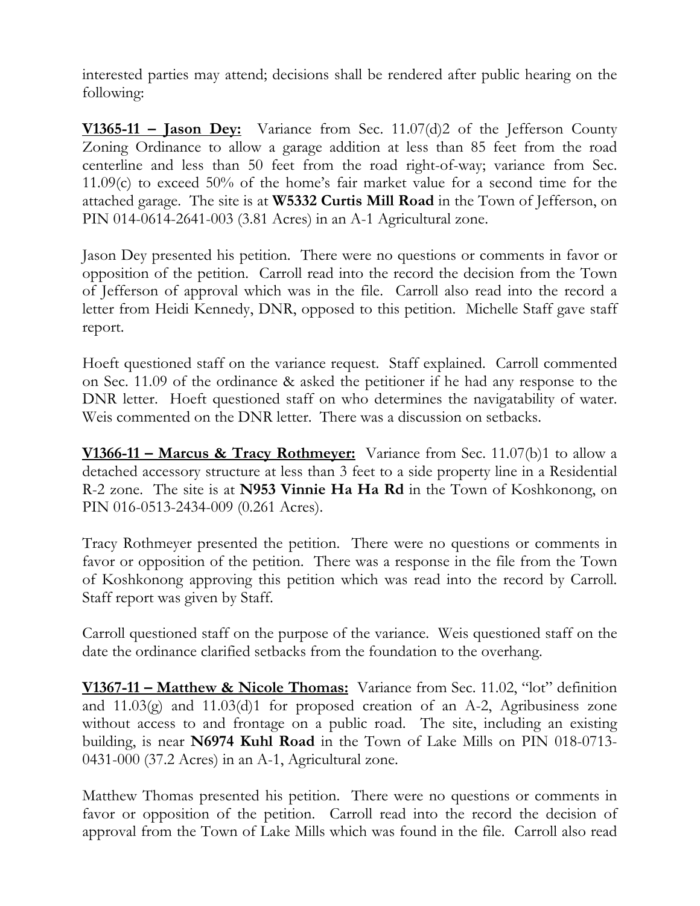interested parties may attend; decisions shall be rendered after public hearing on the following:

**V1365-11 – Jason Dey:** Variance from Sec. 11.07(d)2 of the Jefferson County Zoning Ordinance to allow a garage addition at less than 85 feet from the road centerline and less than 50 feet from the road right-of-way; variance from Sec. 11.09(c) to exceed 50% of the home's fair market value for a second time for the attached garage. The site is at **W5332 Curtis Mill Road** in the Town of Jefferson, on PIN 014-0614-2641-003 (3.81 Acres) in an A-1 Agricultural zone.

Jason Dey presented his petition. There were no questions or comments in favor or opposition of the petition. Carroll read into the record the decision from the Town of Jefferson of approval which was in the file. Carroll also read into the record a letter from Heidi Kennedy, DNR, opposed to this petition. Michelle Staff gave staff report.

Hoeft questioned staff on the variance request. Staff explained. Carroll commented on Sec. 11.09 of the ordinance & asked the petitioner if he had any response to the DNR letter. Hoeft questioned staff on who determines the navigatability of water. Weis commented on the DNR letter. There was a discussion on setbacks.

**V1366-11 – Marcus & Tracy Rothmeyer:** Variance from Sec. 11.07(b)1 to allow a detached accessory structure at less than 3 feet to a side property line in a Residential R-2 zone. The site is at **N953 Vinnie Ha Ha Rd** in the Town of Koshkonong, on PIN 016-0513-2434-009 (0.261 Acres).

Tracy Rothmeyer presented the petition. There were no questions or comments in favor or opposition of the petition. There was a response in the file from the Town of Koshkonong approving this petition which was read into the record by Carroll. Staff report was given by Staff.

Carroll questioned staff on the purpose of the variance. Weis questioned staff on the date the ordinance clarified setbacks from the foundation to the overhang.

**V1367-11 – Matthew & Nicole Thomas:** Variance from Sec. 11.02, "lot" definition and 11.03(g) and 11.03(d)1 for proposed creation of an A-2, Agribusiness zone without access to and frontage on a public road. The site, including an existing building, is near **N6974 Kuhl Road** in the Town of Lake Mills on PIN 018-0713-0431-000 (37.2 Acres) in an A-1, Agricultural zone.

Matthew Thomas presented his petition. There were no questions or comments in favor or opposition of the petition. Carroll read into the record the decision of approval from the Town of Lake Mills which was found in the file. Carroll also read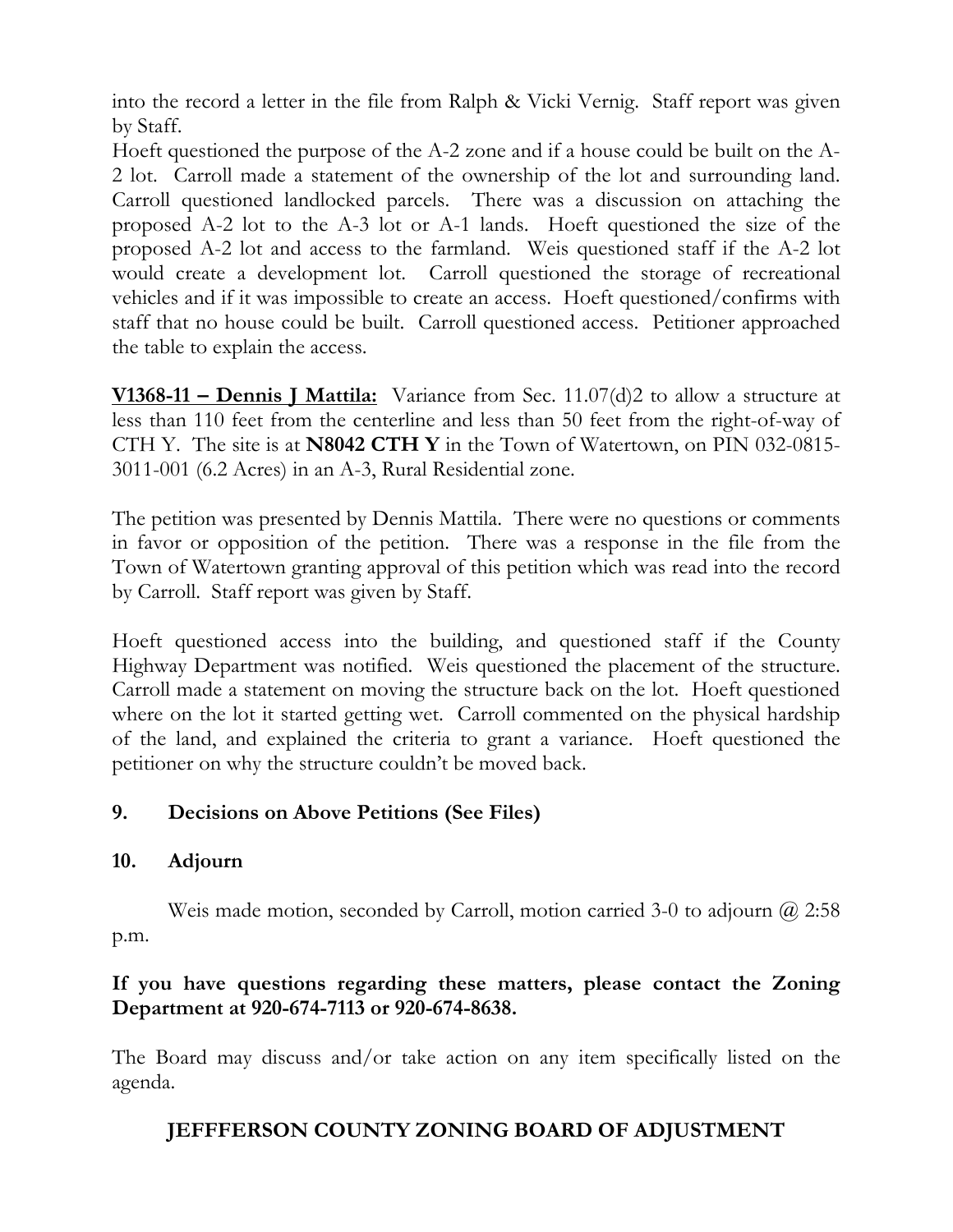into the record a letter in the file from Ralph & Vicki Vernig. Staff report was given by Staff.

Hoeft questioned the purpose of the A-2 zone and if a house could be built on the A-2 lot. Carroll made a statement of the ownership of the lot and surrounding land. Carroll questioned landlocked parcels. There was a discussion on attaching the proposed A-2 lot to the A-3 lot or A-1 lands. Hoeft questioned the size of the proposed A-2 lot and access to the farmland. Weis questioned staff if the A-2 lot would create a development lot. Carroll questioned the storage of recreational vehicles and if it was impossible to create an access. Hoeft questioned/confirms with staff that no house could be built. Carroll questioned access. Petitioner approached the table to explain the access.

**V1368-11 – Dennis J Mattila:** Variance from Sec. 11.07(d)2 to allow a structure at less than 110 feet from the centerline and less than 50 feet from the right-of-way of CTH Y. The site is at **N8042 CTH Y** in the Town of Watertown, on PIN 032-0815-3011-001 (6.2 Acres) in an A-3, Rural Residential zone.

The petition was presented by Dennis Mattila. There were no questions or comments in favor or opposition of the petition. There was a response in the file from the Town of Watertown granting approval of this petition which was read into the record by Carroll. Staff report was given by Staff.

Hoeft questioned access into the building, and questioned staff if the County Highway Department was notified. Weis questioned the placement of the structure. Carroll made a statement on moving the structure back on the lot. Hoeft questioned where on the lot it started getting wet. Carroll commented on the physical hardship of the land, and explained the criteria to grant a variance. Hoeft questioned the petitioner on why the structure couldn't be moved back.

## 9. Decisions on Above Petitions (See Files)

## 10. Adjourn

Weis made motion, seconded by Carroll, motion carried 3-0 to adjourn @ 2:58 p.m.

**If you have questions regarding these matters, please contact the Zoning Department at 920-674-7113 or 920-674-8638.**

The Board may discuss and/or take action on any item specifically listed on the agenda.

**JEFFFERSON COUNTY ZONING BOARD OF ADJUSTMENT**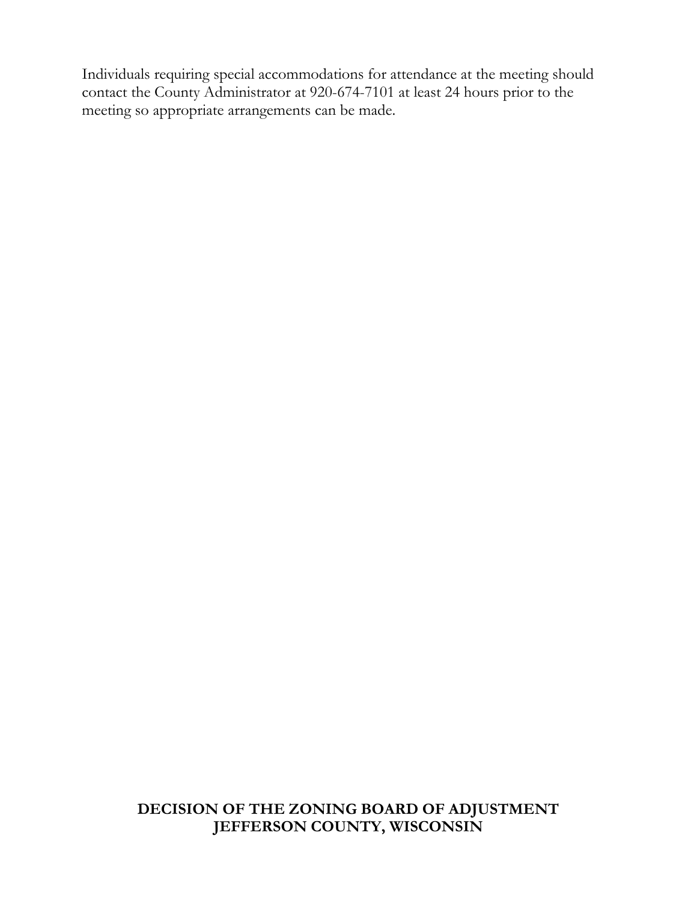Individuals requiring special accommodations for attendance at the meeting should contact the County Administrator at 920-674-7101 at least 24 hours prior to the meeting so appropriate arrangements can be made.

**DECISION OF THE ZONING BOARD OF ADJUSTMENT**
**JEFFERSON COUNTY, WISCONSIN**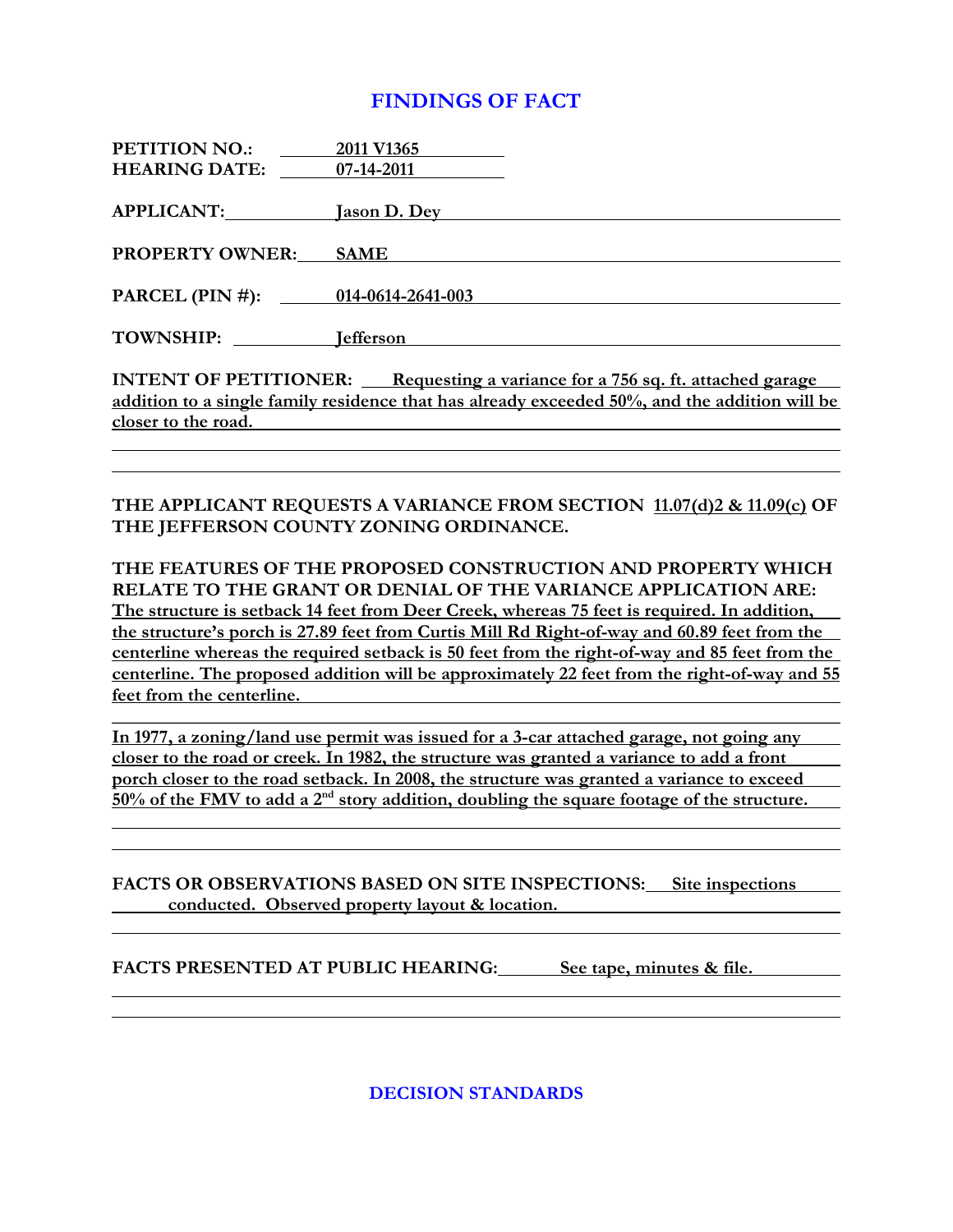## FINDINGS OF FACT

**PETITION NO.:** 2011 V1365
**HEARING DATE:** 07-14-2011

**APPLICANT:** Jason D. Dey

**PROPERTY OWNER:** SAME

**PARCEL (PIN #):** 014-0614-2641-003

**TOWNSHIP:** Jefferson

**INTENT OF PETITIONER:** Requesting a variance for a 756 sq. ft. attached garage addition to a single family residence that has already exceeded 50%, and the addition will be closer to the road.

**THE APPLICANT REQUESTS A VARIANCE FROM SECTION** 11.07(d)2 & 11.09(c) **OF THE JEFFERSON COUNTY ZONING ORDINANCE.**

**THE FEATURES OF THE PROPOSED CONSTRUCTION AND PROPERTY WHICH RELATE TO THE GRANT OR DENIAL OF THE VARIANCE APPLICATION ARE:**
The structure is setback 14 feet from Deer Creek, whereas 75 feet is required. In addition, the structure's porch is 27.89 feet from Curtis Mill Rd Right-of-way and 60.89 feet from the centerline whereas the required setback is 50 feet from the right-of-way and 85 feet from the centerline. The proposed addition will be approximately 22 feet from the right-of-way and 55 feet from the centerline.

In 1977, a zoning/land use permit was issued for a 3-car attached garage, not going any closer to the road or creek. In 1982, the structure was granted a variance to add a front porch closer to the road setback. In 2008, the structure was granted a variance to exceed 50% of the FMV to add a 2nd story addition, doubling the square footage of the structure.

**FACTS OR OBSERVATIONS BASED ON SITE INSPECTIONS:** Site inspections conducted. Observed property layout & location.

**FACTS PRESENTED AT PUBLIC HEARING:** See tape, minutes & file.

## DECISION STANDARDS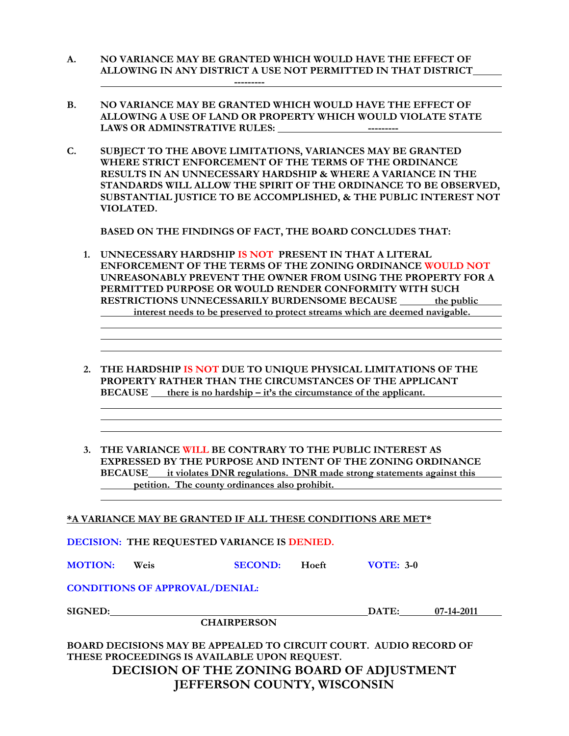**A. NO VARIANCE MAY BE GRANTED WHICH WOULD HAVE THE EFFECT OF ALLOWING IN ANY DISTRICT A USE NOT PERMITTED IN THAT DISTRICT** ---------

**B. NO VARIANCE MAY BE GRANTED WHICH WOULD HAVE THE EFFECT OF ALLOWING A USE OF LAND OR PROPERTY WHICH WOULD VIOLATE STATE LAWS OR ADMINSTRATIVE RULES:** ---------

**C. SUBJECT TO THE ABOVE LIMITATIONS, VARIANCES MAY BE GRANTED WHERE STRICT ENFORCEMENT OF THE TERMS OF THE ORDINANCE RESULTS IN AN UNNECESSARY HARDSHIP & WHERE A VARIANCE IN THE STANDARDS WILL ALLOW THE SPIRIT OF THE ORDINANCE TO BE OBSERVED, SUBSTANTIAL JUSTICE TO BE ACCOMPLISHED, & THE PUBLIC INTEREST NOT VIOLATED.**

**BASED ON THE FINDINGS OF FACT, THE BOARD CONCLUDES THAT:**

1. **UNNECESSARY HARDSHIP IS NOT PRESENT IN THAT A LITERAL ENFORCEMENT OF THE TERMS OF THE ZONING ORDINANCE WOULD NOT UNREASONABLY PREVENT THE OWNER FROM USING THE PROPERTY FOR A PERMITTED PURPOSE OR WOULD RENDER CONFORMITY WITH SUCH RESTRICTIONS UNNECESSARILY BURDENSOME BECAUSE** the public interest needs to be preserved to protect streams which are deemed navigable.

2. **THE HARDSHIP IS NOT DUE TO UNIQUE PHYSICAL LIMITATIONS OF THE PROPERTY RATHER THAN THE CIRCUMSTANCES OF THE APPLICANT BECAUSE** there is no hardship – it's the circumstance of the applicant.

3. **THE VARIANCE WILL BE CONTRARY TO THE PUBLIC INTEREST AS EXPRESSED BY THE PURPOSE AND INTENT OF THE ZONING ORDINANCE BECAUSE** it violates DNR regulations. DNR made strong statements against this petition. The county ordinances also prohibit.

***A VARIANCE MAY BE GRANTED IF ALL THESE CONDITIONS ARE MET***

**DECISION: THE REQUESTED VARIANCE IS DENIED.**

**MOTION:** Weis **SECOND:** Hoeft **VOTE:** 3-0

**CONDITIONS OF APPROVAL/DENIAL:**

**SIGNED:** ______________________ **DATE:** 07-14-2011

**CHAIRPERSON**

**BOARD DECISIONS MAY BE APPEALED TO CIRCUIT COURT. AUDIO RECORD OF THESE PROCEEDINGS IS AVAILABLE UPON REQUEST.**

## DECISION OF THE ZONING BOARD OF ADJUSTMENT JEFFERSON COUNTY, WISCONSIN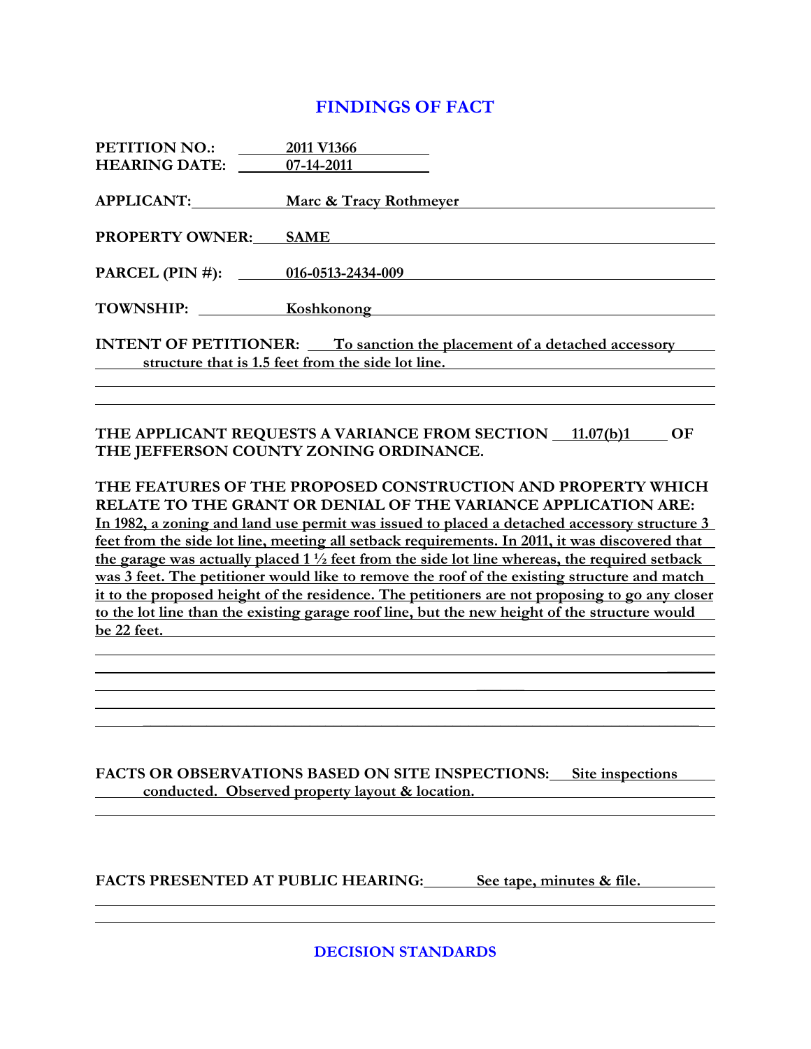## FINDINGS OF FACT

**PETITION NO.:** 2011 V1366
**HEARING DATE:** 07-14-2011

**APPLICANT:** Marc & Tracy Rothmeyer

**PROPERTY OWNER:** SAME

**PARCEL (PIN #):** 016-0513-2434-009

**TOWNSHIP:** Koshkonong

**INTENT OF PETITIONER:** To sanction the placement of a detached accessory structure that is 1.5 feet from the side lot line.

**THE APPLICANT REQUESTS A VARIANCE FROM SECTION** 11.07(b)1 **OF THE JEFFERSON COUNTY ZONING ORDINANCE.**

**THE FEATURES OF THE PROPOSED CONSTRUCTION AND PROPERTY WHICH RELATE TO THE GRANT OR DENIAL OF THE VARIANCE APPLICATION ARE:**
In 1982, a zoning and land use permit was issued to placed a detached accessory structure 3 feet from the side lot line, meeting all setback requirements. In 2011, it was discovered that the garage was actually placed 1 ½ feet from the side lot line whereas, the required setback was 3 feet. The petitioner would like to remove the roof of the existing structure and match it to the proposed height of the residence. The petitioners are not proposing to go any closer to the lot line than the existing garage roof line, but the new height of the structure would be 22 feet.

**FACTS OR OBSERVATIONS BASED ON SITE INSPECTIONS:** Site inspections conducted. Observed property layout & location.

**FACTS PRESENTED AT PUBLIC HEARING:** See tape, minutes & file.

## DECISION STANDARDS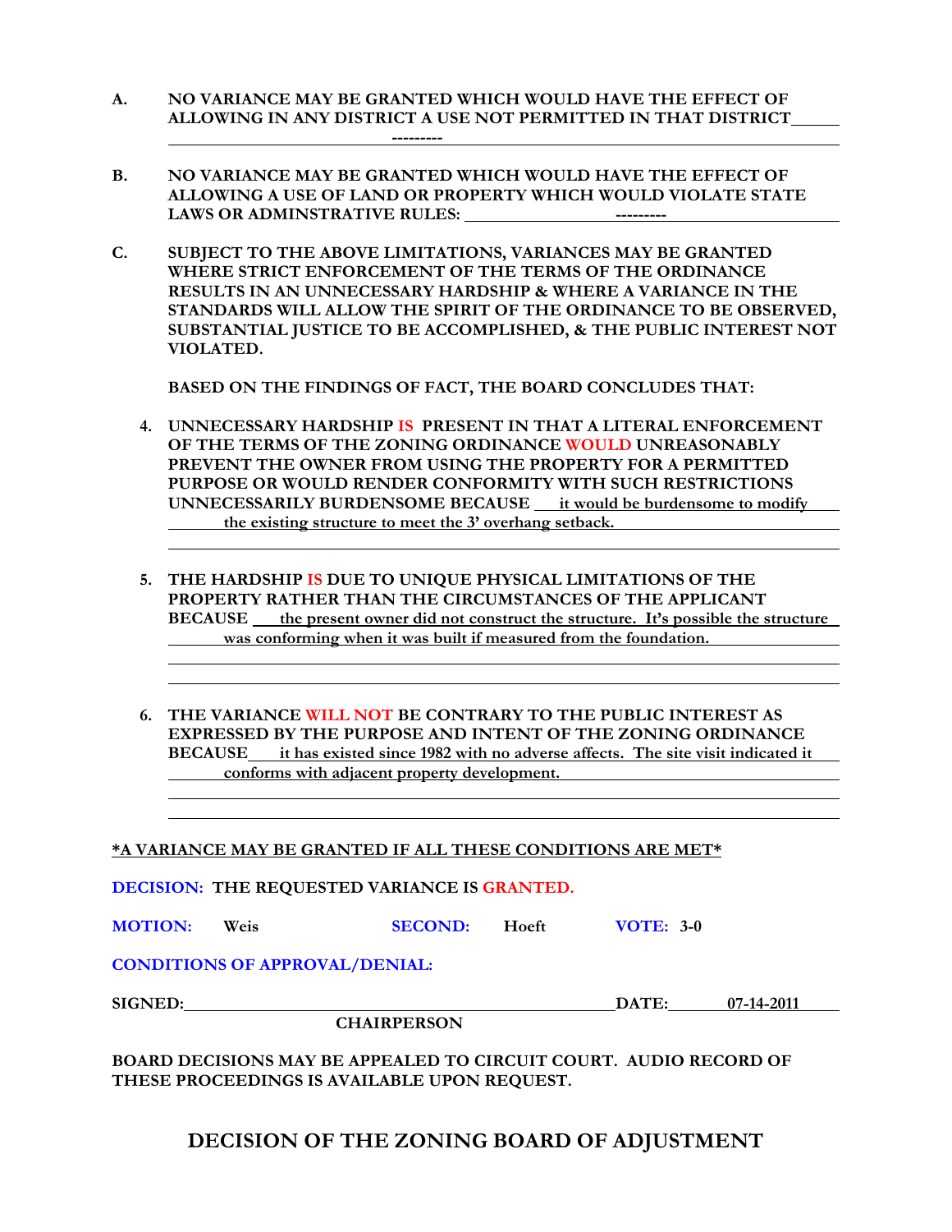**A. NO VARIANCE MAY BE GRANTED WHICH WOULD HAVE THE EFFECT OF ALLOWING IN ANY DISTRICT A USE NOT PERMITTED IN THAT DISTRICT** ---------

**B. NO VARIANCE MAY BE GRANTED WHICH WOULD HAVE THE EFFECT OF ALLOWING A USE OF LAND OR PROPERTY WHICH WOULD VIOLATE STATE LAWS OR ADMINSTRATIVE RULES:** ---------

**C. SUBJECT TO THE ABOVE LIMITATIONS, VARIANCES MAY BE GRANTED WHERE STRICT ENFORCEMENT OF THE TERMS OF THE ORDINANCE RESULTS IN AN UNNECESSARY HARDSHIP & WHERE A VARIANCE IN THE STANDARDS WILL ALLOW THE SPIRIT OF THE ORDINANCE TO BE OBSERVED, SUBSTANTIAL JUSTICE TO BE ACCOMPLISHED, & THE PUBLIC INTEREST NOT VIOLATED.**

**BASED ON THE FINDINGS OF FACT, THE BOARD CONCLUDES THAT:**

4. **UNNECESSARY HARDSHIP IS PRESENT IN THAT A LITERAL ENFORCEMENT OF THE TERMS OF THE ZONING ORDINANCE WOULD UNREASONABLY PREVENT THE OWNER FROM USING THE PROPERTY FOR A PERMITTED PURPOSE OR WOULD RENDER CONFORMITY WITH SUCH RESTRICTIONS UNNECESSARILY BURDENSOME BECAUSE** it would be burdensome to modify the existing structure to meet the 3' overhang setback.

5. **THE HARDSHIP IS DUE TO UNIQUE PHYSICAL LIMITATIONS OF THE PROPERTY RATHER THAN THE CIRCUMSTANCES OF THE APPLICANT BECAUSE** the present owner did not construct the structure. It's possible the structure was conforming when it was built if measured from the foundation.

6. **THE VARIANCE WILL NOT BE CONTRARY TO THE PUBLIC INTEREST AS EXPRESSED BY THE PURPOSE AND INTENT OF THE ZONING ORDINANCE BECAUSE** it has existed since 1982 with no adverse affects. The site visit indicated it conforms with adjacent property development.

***A VARIANCE MAY BE GRANTED IF ALL THESE CONDITIONS ARE MET***

**DECISION: THE REQUESTED VARIANCE IS GRANTED.**

**MOTION:** Weis **SECOND:** Hoeft **VOTE:** 3-0

**CONDITIONS OF APPROVAL/DENIAL:**

**SIGNED:** ______________________ **DATE:** 07-14-2011

**CHAIRPERSON**

**BOARD DECISIONS MAY BE APPEALED TO CIRCUIT COURT. AUDIO RECORD OF THESE PROCEEDINGS IS AVAILABLE UPON REQUEST.**

## DECISION OF THE ZONING BOARD OF ADJUSTMENT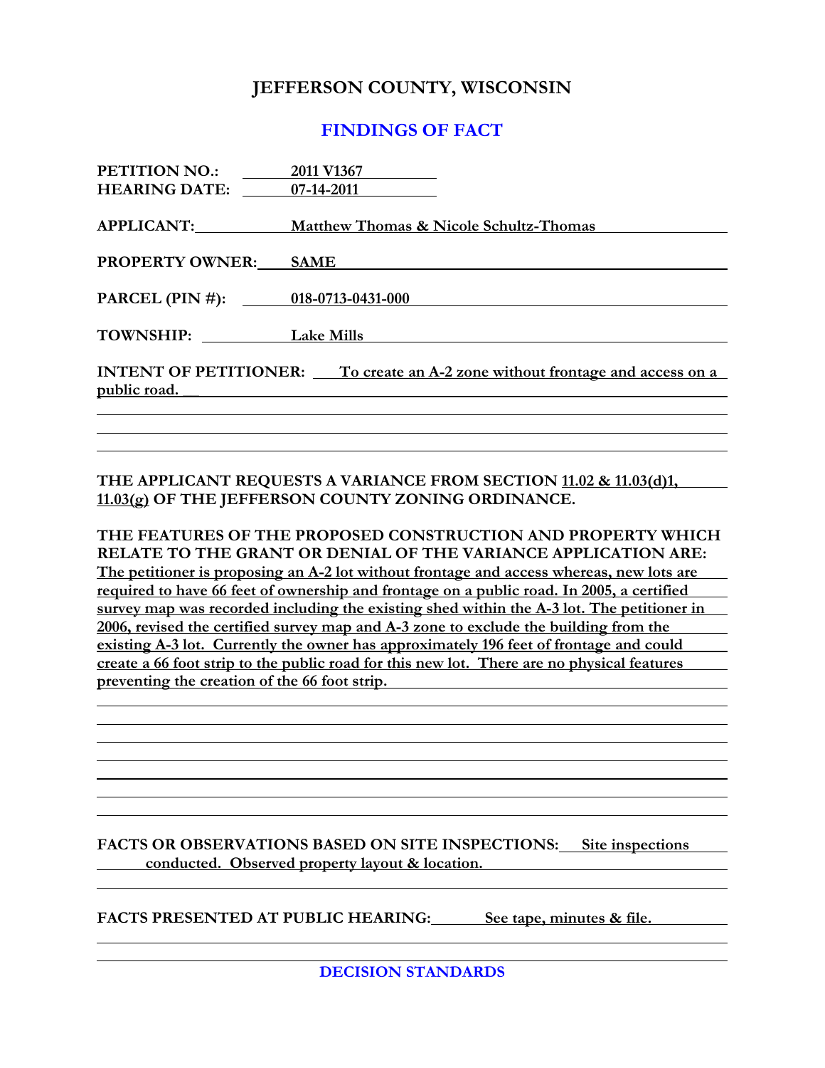# JEFFERSON COUNTY, WISCONSIN

## FINDINGS OF FACT

**PETITION NO.:** 2011 V1367
**HEARING DATE:** 07-14-2011

**APPLICANT:** Matthew Thomas & Nicole Schultz-Thomas

**PROPERTY OWNER:** SAME

**PARCEL (PIN #):** 018-0713-0431-000

**TOWNSHIP:** Lake Mills

**INTENT OF PETITIONER:** To create an A-2 zone without frontage and access on a public road.

**THE APPLICANT REQUESTS A VARIANCE FROM SECTION 11.02 & 11.03(d)1, 11.03(g) OF THE JEFFERSON COUNTY ZONING ORDINANCE.**

**THE FEATURES OF THE PROPOSED CONSTRUCTION AND PROPERTY WHICH RELATE TO THE GRANT OR DENIAL OF THE VARIANCE APPLICATION ARE:**
The petitioner is proposing an A-2 lot without frontage and access whereas, new lots are required to have 66 feet of ownership and frontage on a public road. In 2005, a certified survey map was recorded including the existing shed within the A-3 lot. The petitioner in 2006, revised the certified survey map and A-3 zone to exclude the building from the existing A-3 lot. Currently the owner has approximately 196 feet of frontage and could create a 66 foot strip to the public road for this new lot. There are no physical features preventing the creation of the 66 foot strip.

**FACTS OR OBSERVATIONS BASED ON SITE INSPECTIONS:** Site inspections conducted. Observed property layout & location.

**FACTS PRESENTED AT PUBLIC HEARING:** See tape, minutes & file.

## DECISION STANDARDS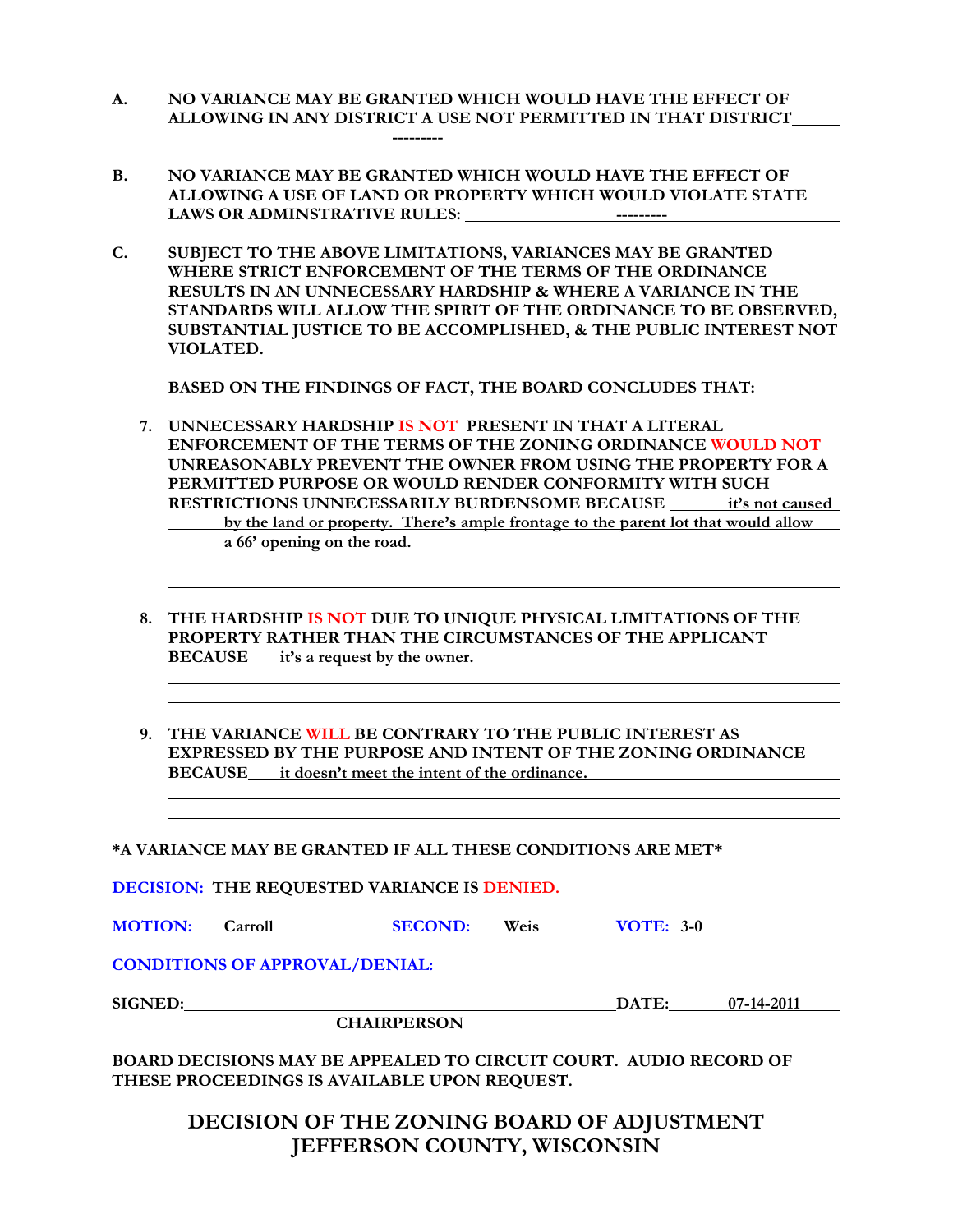**A. NO VARIANCE MAY BE GRANTED WHICH WOULD HAVE THE EFFECT OF ALLOWING IN ANY DISTRICT A USE NOT PERMITTED IN THAT DISTRICT** ---------

**B. NO VARIANCE MAY BE GRANTED WHICH WOULD HAVE THE EFFECT OF ALLOWING A USE OF LAND OR PROPERTY WHICH WOULD VIOLATE STATE LAWS OR ADMINSTRATIVE RULES:** ---------

**C. SUBJECT TO THE ABOVE LIMITATIONS, VARIANCES MAY BE GRANTED WHERE STRICT ENFORCEMENT OF THE TERMS OF THE ORDINANCE RESULTS IN AN UNNECESSARY HARDSHIP & WHERE A VARIANCE IN THE STANDARDS WILL ALLOW THE SPIRIT OF THE ORDINANCE TO BE OBSERVED, SUBSTANTIAL JUSTICE TO BE ACCOMPLISHED, & THE PUBLIC INTEREST NOT VIOLATED.**

**BASED ON THE FINDINGS OF FACT, THE BOARD CONCLUDES THAT:**

7. **UNNECESSARY HARDSHIP IS NOT PRESENT IN THAT A LITERAL ENFORCEMENT OF THE TERMS OF THE ZONING ORDINANCE WOULD NOT UNREASONABLY PREVENT THE OWNER FROM USING THE PROPERTY FOR A PERMITTED PURPOSE OR WOULD RENDER CONFORMITY WITH SUCH RESTRICTIONS UNNECESSARILY BURDENSOME BECAUSE** it's not caused by the land or property. There's ample frontage to the parent lot that would allow a 66' opening on the road.

8. **THE HARDSHIP IS NOT DUE TO UNIQUE PHYSICAL LIMITATIONS OF THE PROPERTY RATHER THAN THE CIRCUMSTANCES OF THE APPLICANT BECAUSE** it's a request by the owner.

9. **THE VARIANCE WILL BE CONTRARY TO THE PUBLIC INTEREST AS EXPRESSED BY THE PURPOSE AND INTENT OF THE ZONING ORDINANCE BECAUSE** it doesn't meet the intent of the ordinance.

**\*A VARIANCE MAY BE GRANTED IF ALL THESE CONDITIONS ARE MET\***

**DECISION: THE REQUESTED VARIANCE IS DENIED.**

**MOTION:** Carroll **SECOND:** Weis **VOTE:** 3-0

**CONDITIONS OF APPROVAL/DENIAL:**

**SIGNED:** ______________________ **DATE:** 07-14-2011

**CHAIRPERSON**

**BOARD DECISIONS MAY BE APPEALED TO CIRCUIT COURT. AUDIO RECORD OF THESE PROCEEDINGS IS AVAILABLE UPON REQUEST.**

## DECISION OF THE ZONING BOARD OF ADJUSTMENT JEFFERSON COUNTY, WISCONSIN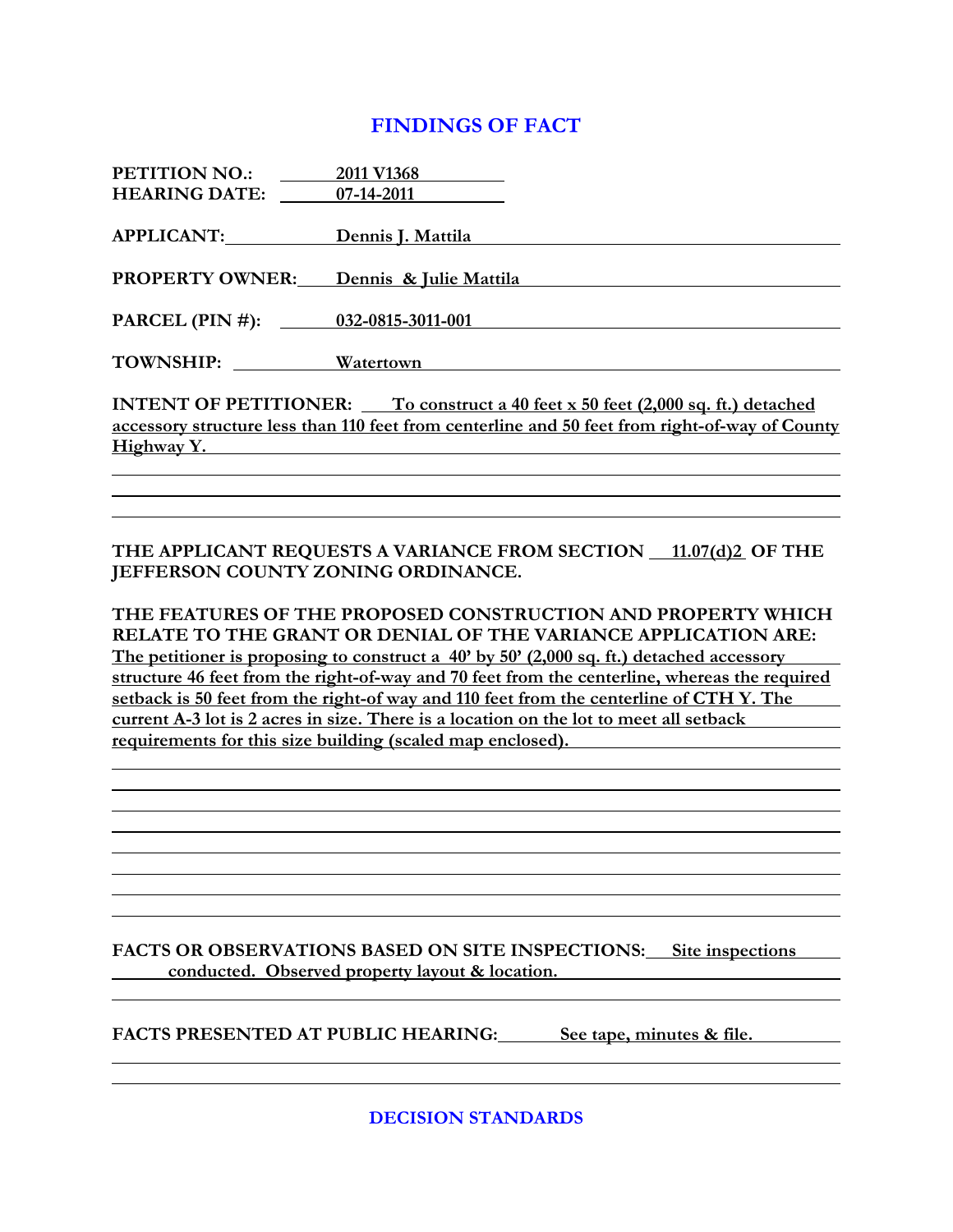## FINDINGS OF FACT

**PETITION NO.:** 2011 V1368
**HEARING DATE:** 07-14-2011

**APPLICANT:** Dennis J. Mattila

**PROPERTY OWNER:** Dennis & Julie Mattila

**PARCEL (PIN #):** 032-0815-3011-001

**TOWNSHIP:** Watertown

**INTENT OF PETITIONER:** To construct a 40 feet x 50 feet (2,000 sq. ft.) detached accessory structure less than 110 feet from centerline and 50 feet from right-of-way of County Highway Y.

**THE APPLICANT REQUESTS A VARIANCE FROM SECTION 11.07(d)2 OF THE JEFFERSON COUNTY ZONING ORDINANCE.**

**THE FEATURES OF THE PROPOSED CONSTRUCTION AND PROPERTY WHICH RELATE TO THE GRANT OR DENIAL OF THE VARIANCE APPLICATION ARE:** The petitioner is proposing to construct a 40' by 50' (2,000 sq. ft.) detached accessory structure 46 feet from the right-of-way and 70 feet from the centerline, whereas the required setback is 50 feet from the right-of way and 110 feet from the centerline of CTH Y. The current A-3 lot is 2 acres in size. There is a location on the lot to meet all setback requirements for this size building (scaled map enclosed).

**FACTS OR OBSERVATIONS BASED ON SITE INSPECTIONS:** Site inspections conducted. Observed property layout & location.

**FACTS PRESENTED AT PUBLIC HEARING:** See tape, minutes & file.

## DECISION STANDARDS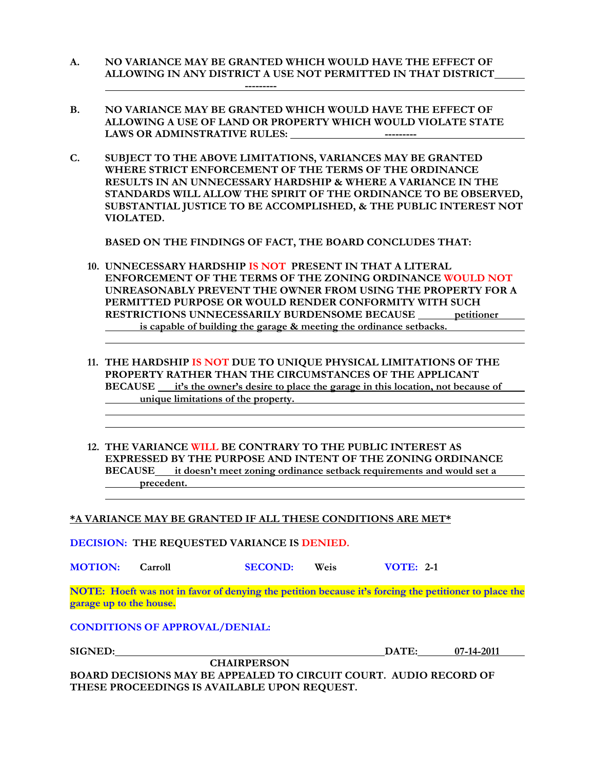**A. NO VARIANCE MAY BE GRANTED WHICH WOULD HAVE THE EFFECT OF ALLOWING IN ANY DISTRICT A USE NOT PERMITTED IN THAT DISTRICT** ---------

**B. NO VARIANCE MAY BE GRANTED WHICH WOULD HAVE THE EFFECT OF ALLOWING A USE OF LAND OR PROPERTY WHICH WOULD VIOLATE STATE LAWS OR ADMINSTRATIVE RULES:** ---------

**C. SUBJECT TO THE ABOVE LIMITATIONS, VARIANCES MAY BE GRANTED WHERE STRICT ENFORCEMENT OF THE TERMS OF THE ORDINANCE RESULTS IN AN UNNECESSARY HARDSHIP & WHERE A VARIANCE IN THE STANDARDS WILL ALLOW THE SPIRIT OF THE ORDINANCE TO BE OBSERVED, SUBSTANTIAL JUSTICE TO BE ACCOMPLISHED, & THE PUBLIC INTEREST NOT VIOLATED.**

**BASED ON THE FINDINGS OF FACT, THE BOARD CONCLUDES THAT:**

10. **UNNECESSARY HARDSHIP IS NOT PRESENT IN THAT A LITERAL ENFORCEMENT OF THE TERMS OF THE ZONING ORDINANCE WOULD NOT UNREASONABLY PREVENT THE OWNER FROM USING THE PROPERTY FOR A PERMITTED PURPOSE OR WOULD RENDER CONFORMITY WITH SUCH RESTRICTIONS UNNECESSARILY BURDENSOME BECAUSE** petitioner is capable of building the garage & meeting the ordinance setbacks.

11. **THE HARDSHIP IS NOT DUE TO UNIQUE PHYSICAL LIMITATIONS OF THE PROPERTY RATHER THAN THE CIRCUMSTANCES OF THE APPLICANT BECAUSE** it's the owner's desire to place the garage in this location, not because of unique limitations of the property.

12. **THE VARIANCE WILL BE CONTRARY TO THE PUBLIC INTEREST AS EXPRESSED BY THE PURPOSE AND INTENT OF THE ZONING ORDINANCE BECAUSE** it doesn't meet zoning ordinance setback requirements and would set a precedent.

***A VARIANCE MAY BE GRANTED IF ALL THESE CONDITIONS ARE MET***

**DECISION: THE REQUESTED VARIANCE IS DENIED.**

**MOTION:** Carroll **SECOND:** Weis **VOTE:** 2-1

**NOTE: Hoeft was not in favor of denying the petition because it's forcing the petitioner to place the garage up to the house.**

**CONDITIONS OF APPROVAL/DENIAL:**

**SIGNED:** ______________________ **DATE:** 07-14-2011
**CHAIRPERSON**

**BOARD DECISIONS MAY BE APPEALED TO CIRCUIT COURT. AUDIO RECORD OF THESE PROCEEDINGS IS AVAILABLE UPON REQUEST.**